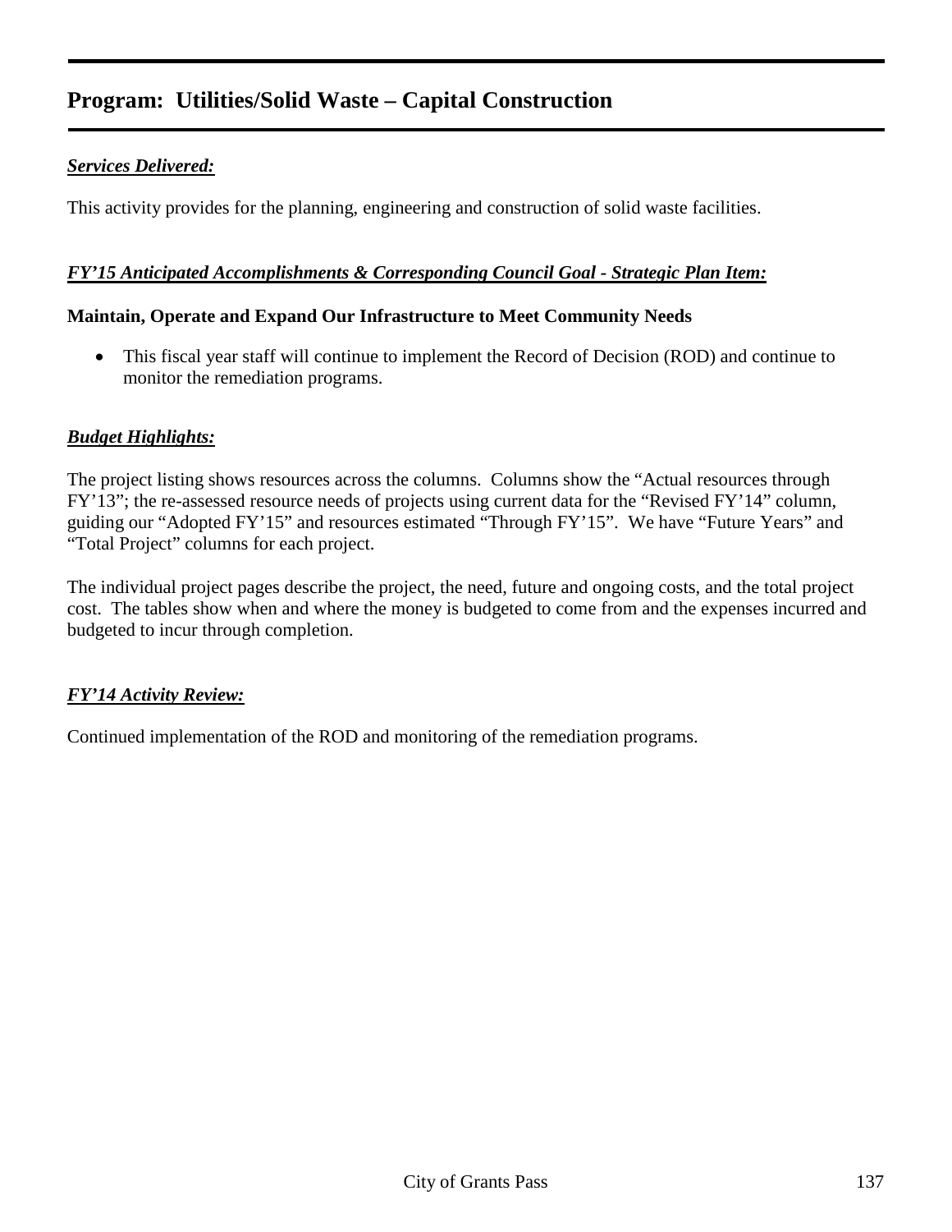# Program: Utilities/Solid Waste – Capital Construction

***Services Delivered:***

This activity provides for the planning, engineering and construction of solid waste facilities.

***FY'15 Anticipated Accomplishments & Corresponding Council Goal - Strategic Plan Item:***

**Maintain, Operate and Expand Our Infrastructure to Meet Community Needs**

- This fiscal year staff will continue to implement the Record of Decision (ROD) and continue to monitor the remediation programs.

***Budget Highlights:***

The project listing shows resources across the columns. Columns show the "Actual resources through FY'13"; the re-assessed resource needs of projects using current data for the "Revised FY'14" column, guiding our "Adopted FY'15" and resources estimated "Through FY'15". We have "Future Years" and "Total Project" columns for each project.

The individual project pages describe the project, the need, future and ongoing costs, and the total project cost. The tables show when and where the money is budgeted to come from and the expenses incurred and budgeted to incur through completion.

***FY'14 Activity Review:***

Continued implementation of the ROD and monitoring of the remediation programs.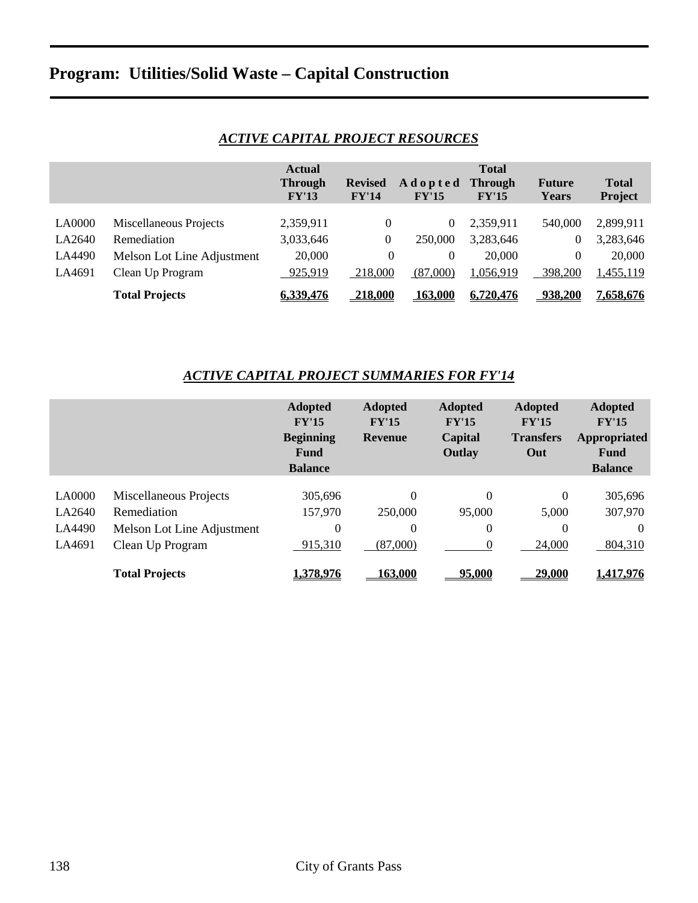# Program: Utilities/Solid Waste – Capital Construction

## *ACTIVE CAPITAL PROJECT RESOURCES*

| | | Actual Through FY'13 | Revised FY'14 | Adopted FY'15 | Total Through FY'15 | Future Years | Total Project |
|---|---|---|---|---|---|---|---|
| LA0000 | Miscellaneous Projects | 2,359,911 | 0 | 0 | 2,359,911 | 540,000 | 2,899,911 |
| LA2640 | Remediation | 3,033,646 | 0 | 250,000 | 3,283,646 | 0 | 3,283,646 |
| LA4490 | Melson Lot Line Adjustment | 20,000 | 0 | 0 | 20,000 | 0 | 20,000 |
| LA4691 | Clean Up Program | 925,919 | 218,000 | (87,000) | 1,056,919 | 398,200 | 1,455,119 |
| | **Total Projects** | **6,339,476** | **218,000** | **163,000** | **6,720,476** | **938,200** | **7,658,676** |

## *ACTIVE CAPITAL PROJECT SUMMARIES FOR FY'14*

| | | Adopted FY'15 Beginning Fund Balance | Adopted FY'15 Revenue | Adopted FY'15 Capital Outlay | Adopted FY'15 Transfers Out | Adopted FY'15 Appropriated Fund Balance |
|---|---|---|---|---|---|---|
| LA0000 | Miscellaneous Projects | 305,696 | 0 | 0 | 0 | 305,696 |
| LA2640 | Remediation | 157,970 | 250,000 | 95,000 | 5,000 | 307,970 |
| LA4490 | Melson Lot Line Adjustment | 0 | 0 | 0 | 0 | 0 |
| LA4691 | Clean Up Program | 915,310 | (87,000) | 0 | 24,000 | 804,310 |
| | **Total Projects** | **1,378,976** | **163,000** | **95,000** | **29,000** | **1,417,976** |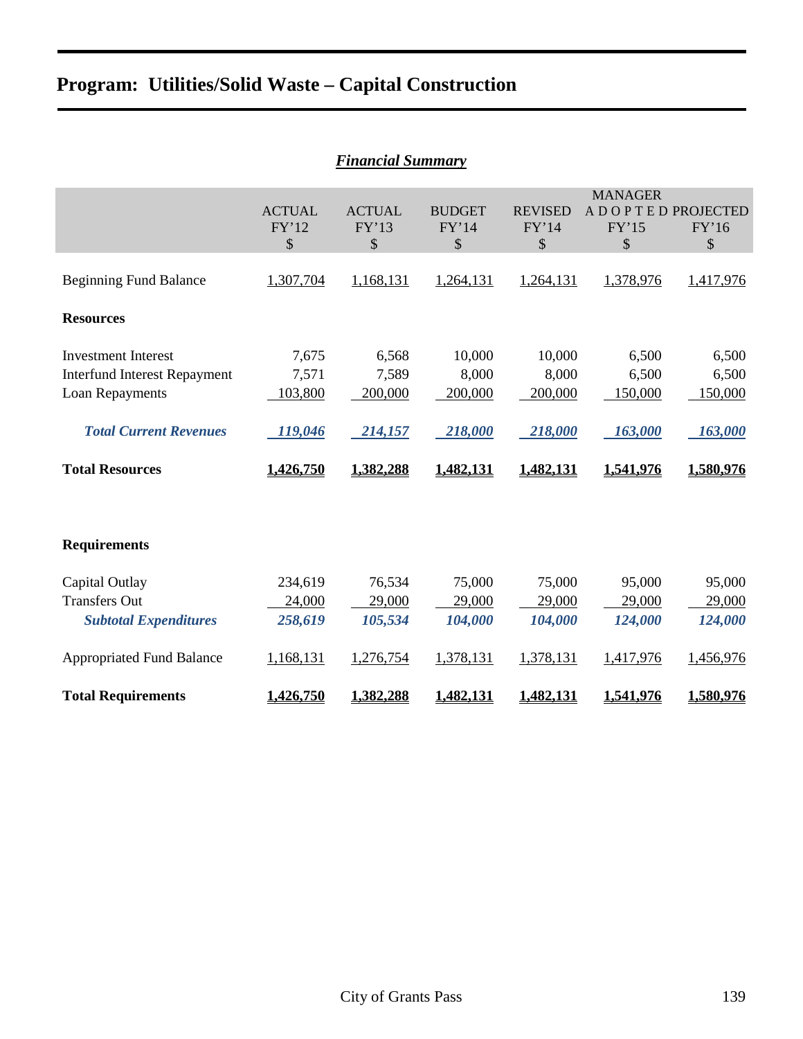# Program: Utilities/Solid Waste – Capital Construction

## *Financial Summary*

| | ACTUAL FY'12 $ | ACTUAL FY'13 $ | BUDGET FY'14 $ | REVISED FY'14 $ | MANAGER ADOPTED FY'15 $ | PROJECTED FY'16 $ |
|---|---|---|---|---|---|---|
| Beginning Fund Balance | 1,307,704 | 1,168,131 | 1,264,131 | 1,264,131 | 1,378,976 | 1,417,976 |
| **Resources** | | | | | | |
| Investment Interest | 7,675 | 6,568 | 10,000 | 10,000 | 6,500 | 6,500 |
| Interfund Interest Repayment | 7,571 | 7,589 | 8,000 | 8,000 | 6,500 | 6,500 |
| Loan Repayments | 103,800 | 200,000 | 200,000 | 200,000 | 150,000 | 150,000 |
| ***Total Current Revenues*** | ***119,046*** | ***214,157*** | ***218,000*** | ***218,000*** | ***163,000*** | ***163,000*** |
| **Total Resources** | **1,426,750** | **1,382,288** | **1,482,131** | **1,482,131** | **1,541,976** | **1,580,976** |
| **Requirements** | | | | | | |
| Capital Outlay | 234,619 | 76,534 | 75,000 | 75,000 | 95,000 | 95,000 |
| Transfers Out | 24,000 | 29,000 | 29,000 | 29,000 | 29,000 | 29,000 |
| ***Subtotal Expenditures*** | ***258,619*** | ***105,534*** | ***104,000*** | ***104,000*** | ***124,000*** | ***124,000*** |
| Appropriated Fund Balance | 1,168,131 | 1,276,754 | 1,378,131 | 1,378,131 | 1,417,976 | 1,456,976 |
| **Total Requirements** | **1,426,750** | **1,382,288** | **1,482,131** | **1,482,131** | **1,541,976** | **1,580,976** |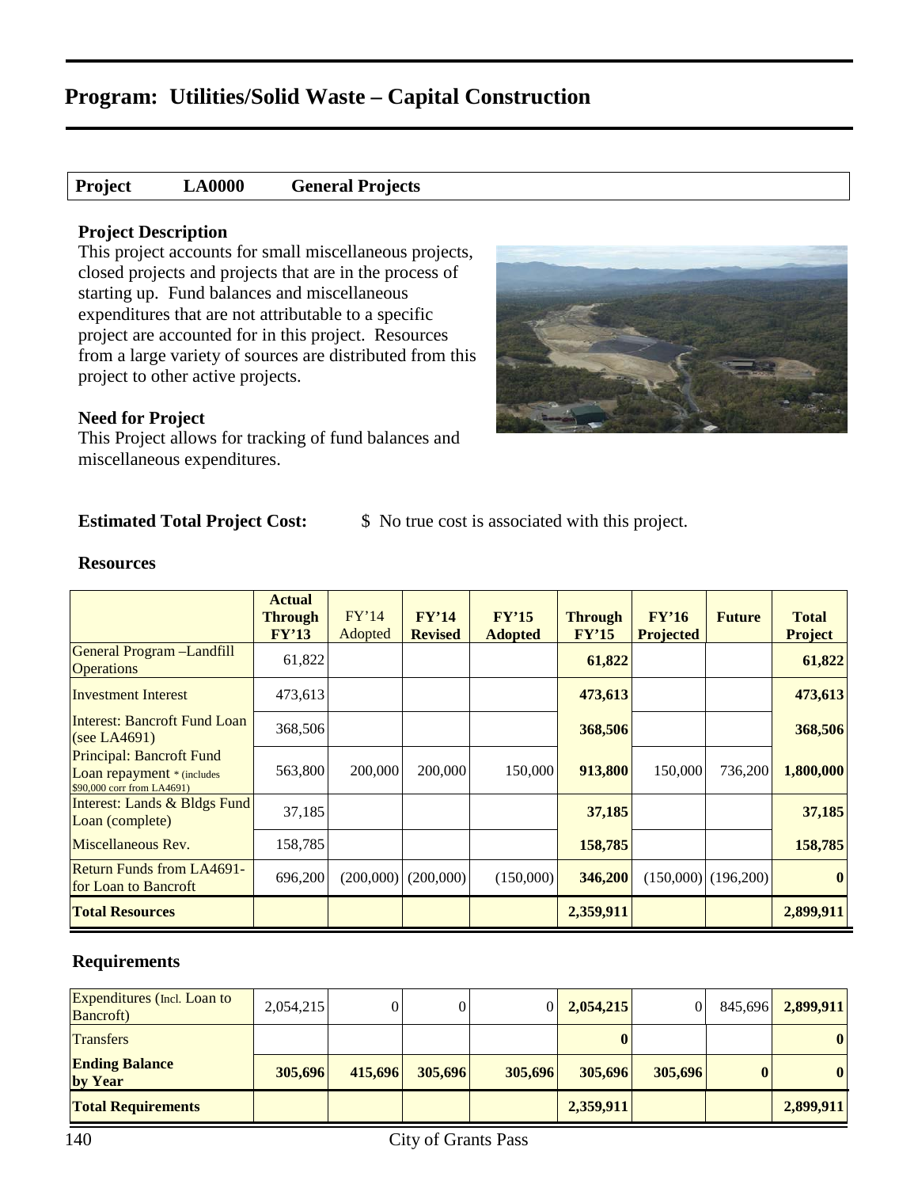# Program: Utilities/Solid Waste – Capital Construction

| Project | LA0000 | General Projects |
|---|---|---|

### Project Description

This project accounts for small miscellaneous projects, closed projects and projects that are in the process of starting up. Fund balances and miscellaneous expenditures that are not attributable to a specific project are accounted for in this project. Resources from a large variety of sources are distributed from this project to other active projects.

### Need for Project

This Project allows for tracking of fund balances and miscellaneous expenditures.

**Estimated Total Project Cost:** $ No true cost is associated with this project.

### Resources

| | Actual Through FY'13 | FY'14 Adopted | FY'14 Revised | FY'15 Adopted | Through FY'15 | FY'16 Projected | Future | Total Project |
|---|---|---|---|---|---|---|---|---|
| General Program –Landfill Operations | 61,822 | | | | **61,822** | | | **61,822** |
| Investment Interest | 473,613 | | | | **473,613** | | | **473,613** |
| Interest: Bancroft Fund Loan (see LA4691) | 368,506 | | | | **368,506** | | | **368,506** |
| Principal: Bancroft Fund Loan repayment * (includes $90,000 corr from LA4691) | 563,800 | 200,000 | 200,000 | 150,000 | **913,800** | 150,000 | 736,200 | **1,800,000** |
| Interest: Lands & Bldgs Fund Loan (complete) | 37,185 | | | | **37,185** | | | **37,185** |
| Miscellaneous Rev. | 158,785 | | | | **158,785** | | | **158,785** |
| Return Funds from LA4691- for Loan to Bancroft | 696,200 | (200,000) | (200,000) | (150,000) | **346,200** | (150,000) | (196,200) | **0** |
| **Total Resources** | | | | | **2,359,911** | | | **2,899,911** |

### Requirements

| | Actual Through FY'13 | FY'14 Adopted | FY'14 Revised | FY'15 Adopted | Through FY'15 | FY'16 Projected | Future | Total Project |
|---|---|---|---|---|---|---|---|---|
| Expenditures (Incl. Loan to Bancroft) | 2,054,215 | 0 | 0 | 0 | **2,054,215** | 0 | 845,696 | **2,899,911** |
| Transfers | | | | | **0** | | | **0** |
| **Ending Balance by Year** | **305,696** | **415,696** | **305,696** | **305,696** | **305,696** | **305,696** | **0** | **0** |
| **Total Requirements** | | | | | **2,359,911** | | | **2,899,911** |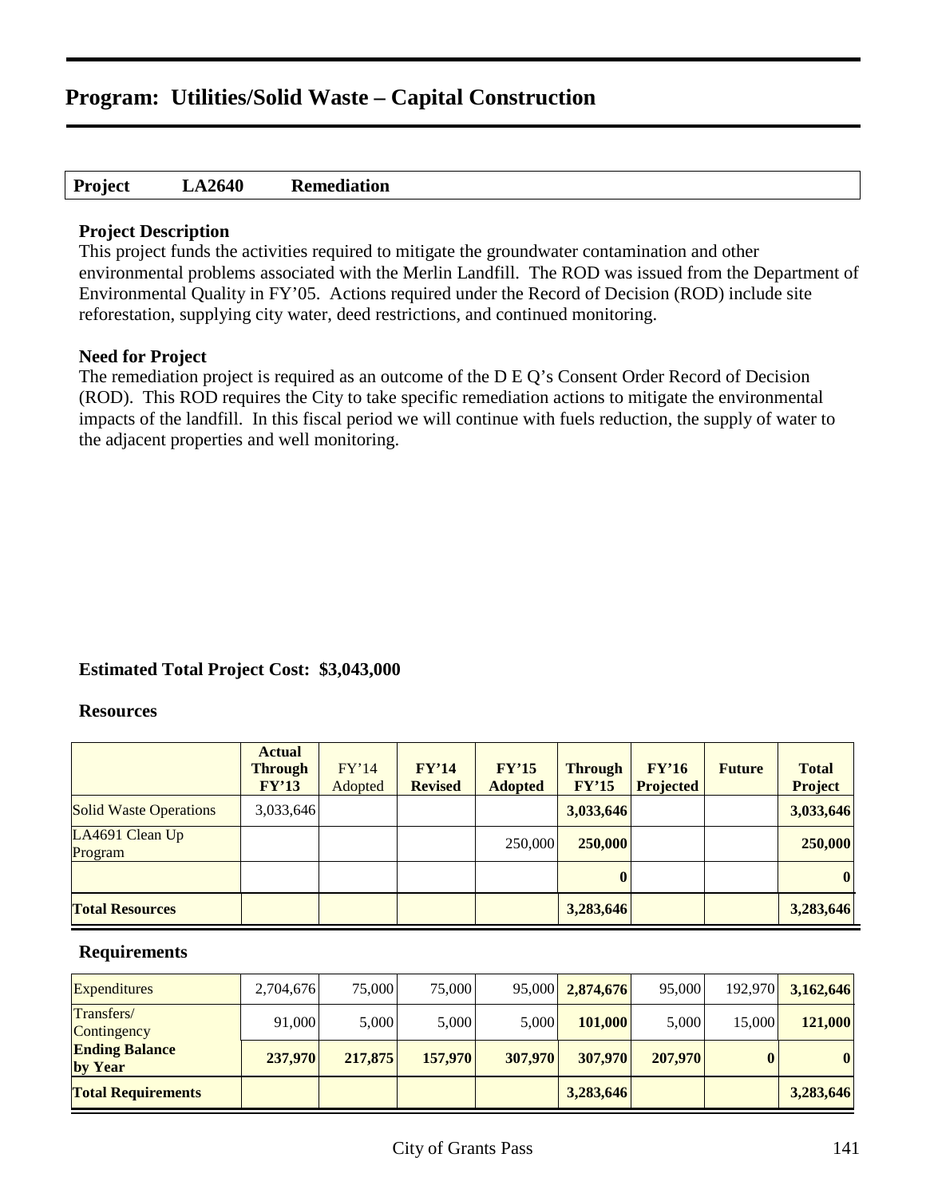# Program: Utilities/Solid Waste – Capital Construction

| Project | LA2640 | Remediation |
|---|---|---|

### Project Description

This project funds the activities required to mitigate the groundwater contamination and other environmental problems associated with the Merlin Landfill. The ROD was issued from the Department of Environmental Quality in FY'05. Actions required under the Record of Decision (ROD) include site reforestation, supplying city water, deed restrictions, and continued monitoring.

### Need for Project

The remediation project is required as an outcome of the D E Q's Consent Order Record of Decision (ROD). This ROD requires the City to take specific remediation actions to mitigate the environmental impacts of the landfill. In this fiscal period we will continue with fuels reduction, the supply of water to the adjacent properties and well monitoring.

**Estimated Total Project Cost: $3,043,000**

### Resources

| | Actual Through FY'13 | FY'14 Adopted | FY'14 Revised | FY'15 Adopted | Through FY'15 | FY'16 Projected | Future | Total Project |
|---|---|---|---|---|---|---|---|---|
| Solid Waste Operations | 3,033,646 | | | | **3,033,646** | | | **3,033,646** |
| LA4691 Clean Up Program | | | | 250,000 | **250,000** | | | **250,000** |
| | | | | | **0** | | | **0** |
| **Total Resources** | | | | | **3,283,646** | | | **3,283,646** |

### Requirements

| | Actual Through FY'13 | FY'14 Adopted | FY'14 Revised | FY'15 Adopted | Through FY'15 | FY'16 Projected | Future | Total Project |
|---|---|---|---|---|---|---|---|---|
| Expenditures | 2,704,676 | 75,000 | 75,000 | 95,000 | **2,874,676** | 95,000 | 192,970 | **3,162,646** |
| Transfers/ Contingency | 91,000 | 5,000 | 5,000 | 5,000 | **101,000** | 5,000 | 15,000 | **121,000** |
| **Ending Balance by Year** | **237,970** | **217,875** | **157,970** | **307,970** | **307,970** | **207,970** | **0** | **0** |
| **Total Requirements** | | | | | **3,283,646** | | | **3,283,646** |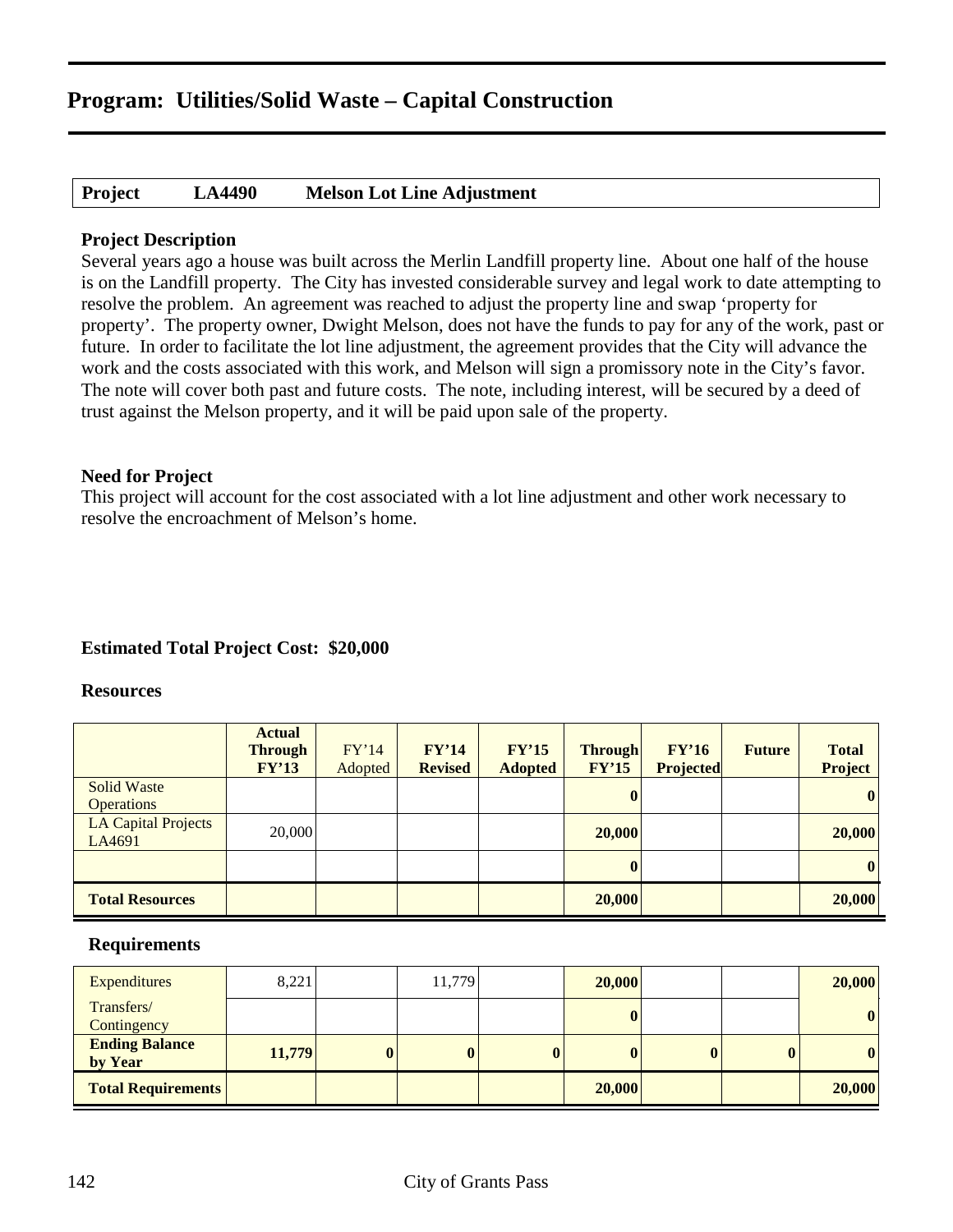# Program: Utilities/Solid Waste – Capital Construction

| Project | LA4490 | Melson Lot Line Adjustment |
|---|---|---|

### Project Description

Several years ago a house was built across the Merlin Landfill property line. About one half of the house is on the Landfill property. The City has invested considerable survey and legal work to date attempting to resolve the problem. An agreement was reached to adjust the property line and swap 'property for property'. The property owner, Dwight Melson, does not have the funds to pay for any of the work, past or future. In order to facilitate the lot line adjustment, the agreement provides that the City will advance the work and the costs associated with this work, and Melson will sign a promissory note in the City's favor. The note will cover both past and future costs. The note, including interest, will be secured by a deed of trust against the Melson property, and it will be paid upon sale of the property.

### Need for Project

This project will account for the cost associated with a lot line adjustment and other work necessary to resolve the encroachment of Melson's home.

**Estimated Total Project Cost: $20,000**

### Resources

| | Actual Through FY'13 | FY'14 Adopted | FY'14 Revised | FY'15 Adopted | Through FY'15 | FY'16 Projected | Future | Total Project |
|---|---|---|---|---|---|---|---|---|
| Solid Waste Operations | | | | | 0 | | | 0 |
| LA Capital Projects LA4691 | 20,000 | | | | 20,000 | | | 20,000 |
| | | | | | 0 | | | 0 |
| **Total Resources** | | | | | **20,000** | | | **20,000** |

### Requirements

| | Actual Through FY'13 | FY'14 Adopted | FY'14 Revised | FY'15 Adopted | Through FY'15 | FY'16 Projected | Future | Total Project |
|---|---|---|---|---|---|---|---|---|
| Expenditures | 8,221 | | 11,779 | | 20,000 | | | 20,000 |
| Transfers/ Contingency | | | | | 0 | | | 0 |
| **Ending Balance by Year** | **11,779** | **0** | **0** | **0** | **0** | **0** | **0** | **0** |
| **Total Requirements** | | | | | **20,000** | | | **20,000** |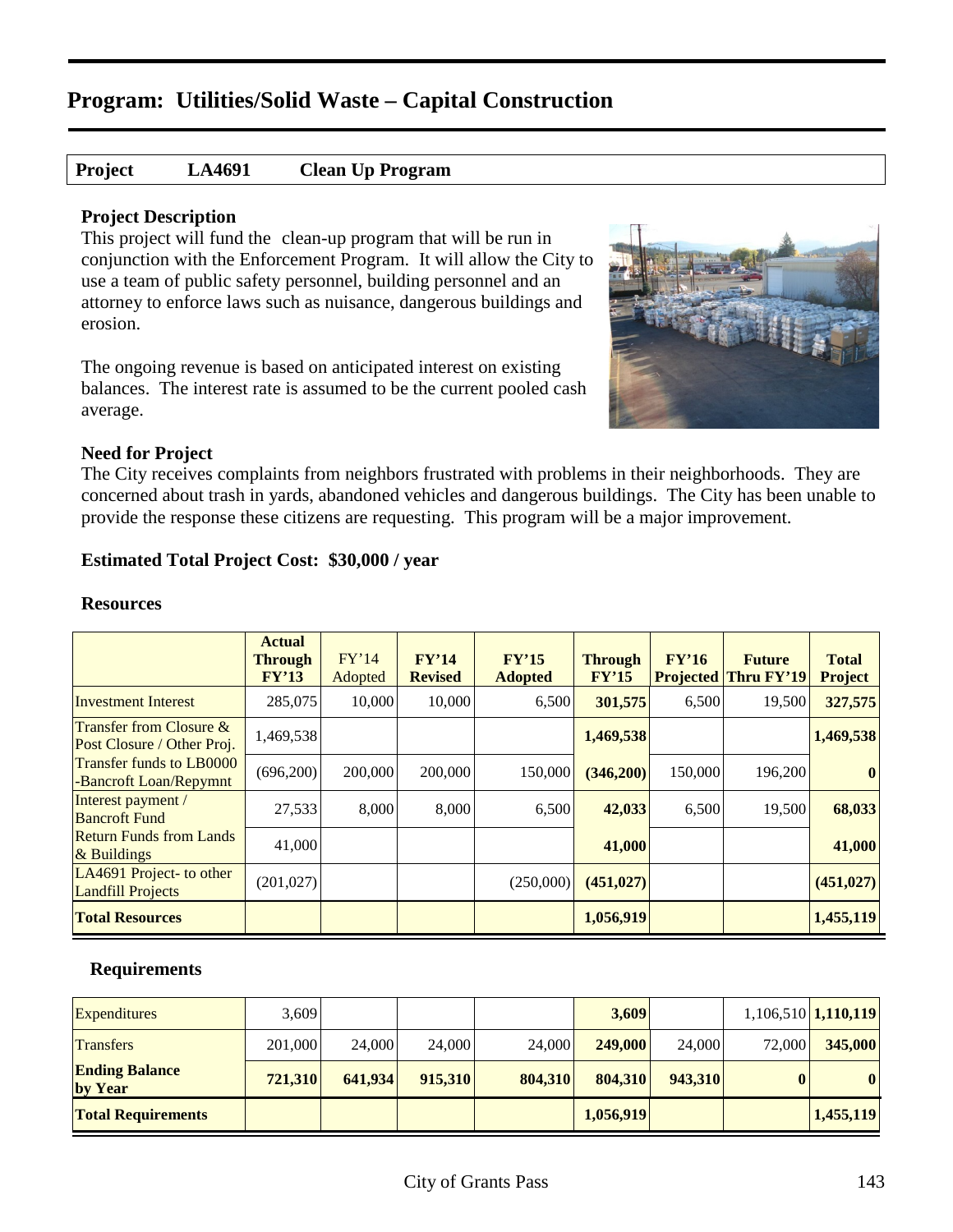# Program: Utilities/Solid Waste – Capital Construction

**Project LA4691 Clean Up Program**

### Project Description

This project will fund the clean-up program that will be run in conjunction with the Enforcement Program. It will allow the City to use a team of public safety personnel, building personnel and an attorney to enforce laws such as nuisance, dangerous buildings and erosion.

The ongoing revenue is based on anticipated interest on existing balances. The interest rate is assumed to be the current pooled cash average.

### Need for Project

The City receives complaints from neighbors frustrated with problems in their neighborhoods. They are concerned about trash in yards, abandoned vehicles and dangerous buildings. The City has been unable to provide the response these citizens are requesting. This program will be a major improvement.

### Estimated Total Project Cost: $30,000 / year

### Resources

| | Actual Through FY'13 | FY'14 Adopted | FY'14 Revised | FY'15 Adopted | Through FY'15 | FY'16 Projected | Future Thru FY'19 | Total Project |
|---|---|---|---|---|---|---|---|---|
| Investment Interest | 285,075 | 10,000 | 10,000 | 6,500 | **301,575** | 6,500 | 19,500 | **327,575** |
| Transfer from Closure & Post Closure / Other Proj. | 1,469,538 | | | | **1,469,538** | | | **1,469,538** |
| Transfer funds to LB0000 -Bancroft Loan/Repymnt | (696,200) | 200,000 | 200,000 | 150,000 | **(346,200)** | 150,000 | 196,200 | **0** |
| Interest payment / Bancroft Fund | 27,533 | 8,000 | 8,000 | 6,500 | **42,033** | 6,500 | 19,500 | **68,033** |
| Return Funds from Lands & Buildings | 41,000 | | | | **41,000** | | | **41,000** |
| LA4691 Project- to other Landfill Projects | (201,027) | | | (250,000) | **(451,027)** | | | **(451,027)** |
| **Total Resources** | | | | | **1,056,919** | | | **1,455,119** |

### Requirements

| | Actual Through FY'13 | FY'14 Adopted | FY'14 Revised | FY'15 Adopted | Through FY'15 | FY'16 Projected | Future Thru FY'19 | Total Project |
|---|---|---|---|---|---|---|---|---|
| Expenditures | 3,609 | | | | **3,609** | | 1,106,510 | **1,110,119** |
| Transfers | 201,000 | 24,000 | 24,000 | 24,000 | **249,000** | 24,000 | 72,000 | **345,000** |
| **Ending Balance by Year** | **721,310** | **641,934** | **915,310** | **804,310** | **804,310** | **943,310** | **0** | **0** |
| **Total Requirements** | | | | | **1,056,919** | | | **1,455,119** |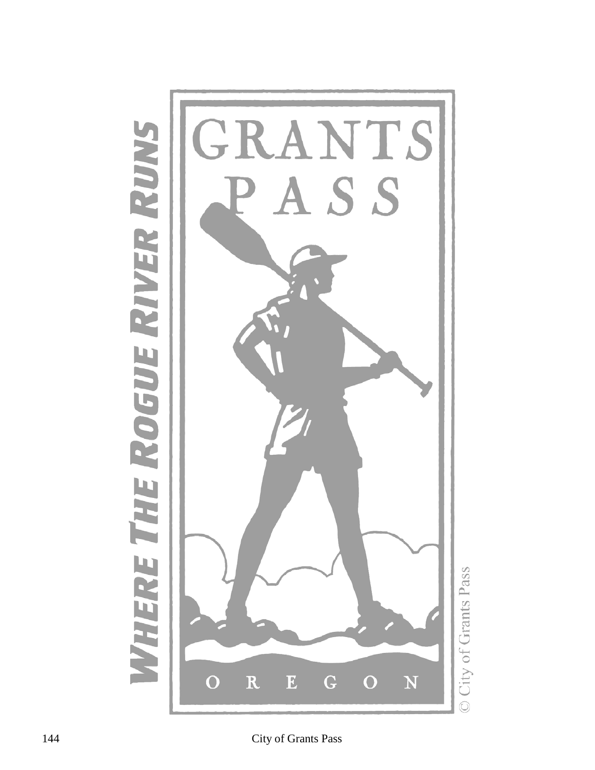WHERE THE ROGUE RIVER RUNS

GRANTS PASS

OREGON

© City of Grants Pass